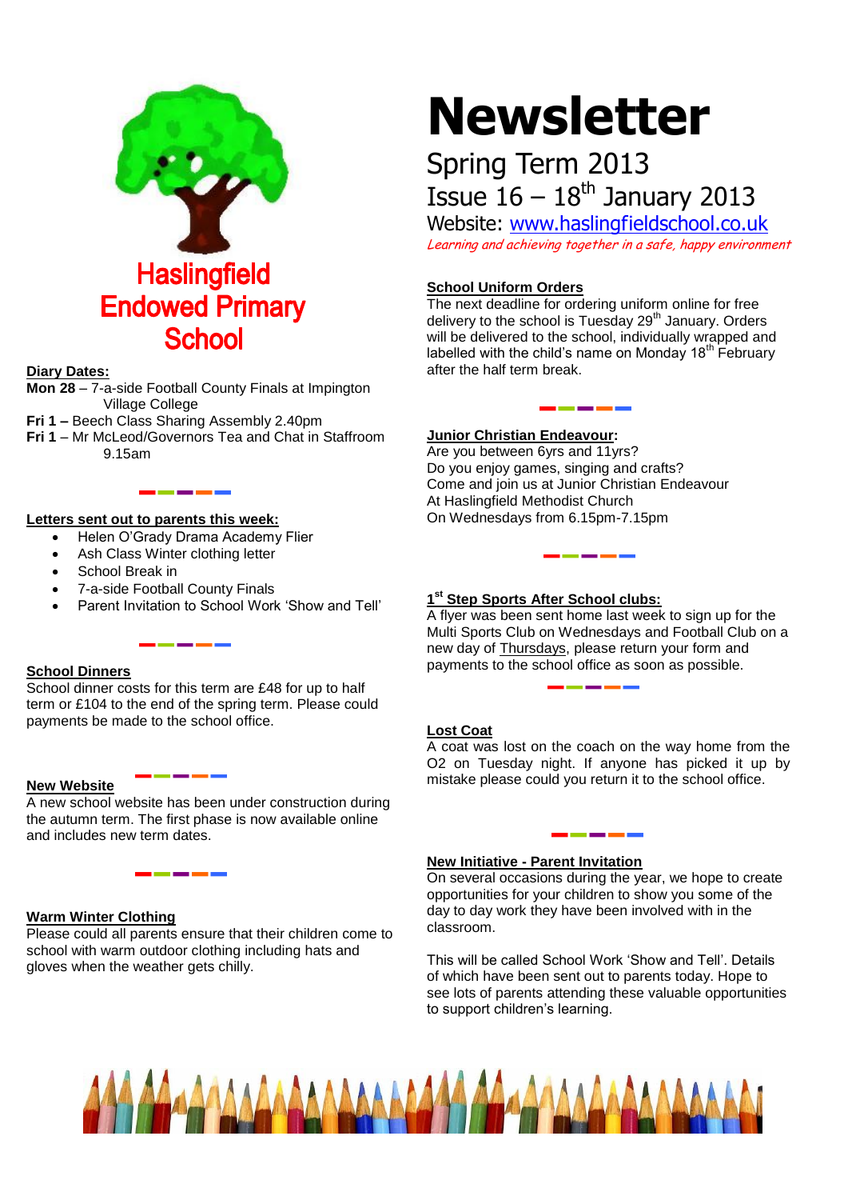# Haslingfield Endowed Primary School

# Newsletter

## Spring Term 2013

## Issue 16 – 18th January 2013

Website: www.haslingfieldschool.co.uk

*Learning and achieving together in a safe, happy environment*

**Diary Dates:**

**Mon 28** – 7-a-side Football County Finals at Impington Village College

**Fri 1 –** Beech Class Sharing Assembly 2.40pm

**Fri 1** – Mr McLeod/Governors Tea and Chat in Staffroom 9.15am

**Letters sent out to parents this week:**

- Helen O'Grady Drama Academy Flier
- Ash Class Winter clothing letter
- School Break in
- 7-a-side Football County Finals
- Parent Invitation to School Work 'Show and Tell'

**School Dinners**

School dinner costs for this term are £48 for up to half term or £104 to the end of the spring term. Please could payments be made to the school office.

**New Website**

A new school website has been under construction during the autumn term. The first phase is now available online and includes new term dates.

**Warm Winter Clothing**

Please could all parents ensure that their children come to school with warm outdoor clothing including hats and gloves when the weather gets chilly.

**School Uniform Orders**

The next deadline for ordering uniform online for free delivery to the school is Tuesday 29th January. Orders will be delivered to the school, individually wrapped and labelled with the child's name on Monday 18th February after the half term break.

**Junior Christian Endeavour:**

Are you between 6yrs and 11yrs?
Do you enjoy games, singing and crafts?
Come and join us at Junior Christian Endeavour
At Haslingfield Methodist Church
On Wednesdays from 6.15pm-7.15pm

**1st Step Sports After School clubs:**

A flyer was been sent home last week to sign up for the Multi Sports Club on Wednesdays and Football Club on a new day of Thursdays, please return your form and payments to the school office as soon as possible.

**Lost Coat**

A coat was lost on the coach on the way home from the O2 on Tuesday night. If anyone has picked it up by mistake please could you return it to the school office.

**New Initiative - Parent Invitation**

On several occasions during the year, we hope to create opportunities for your children to show you some of the day to day work they have been involved with in the classroom.

This will be called School Work 'Show and Tell'. Details of which have been sent out to parents today. Hope to see lots of parents attending these valuable opportunities to support children's learning.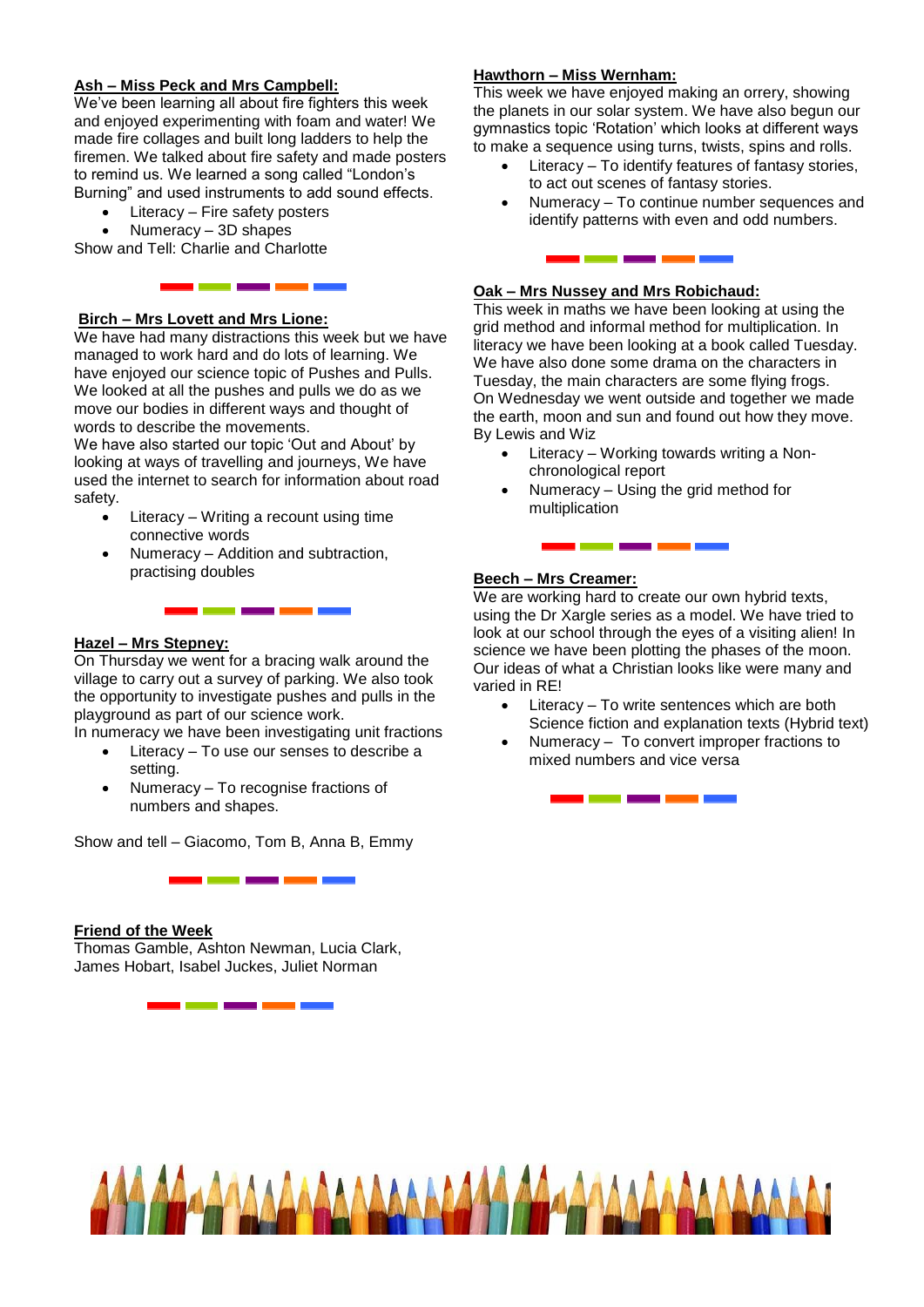**Ash – Miss Peck and Mrs Campbell:**

We've been learning all about fire fighters this week and enjoyed experimenting with foam and water! We made fire collages and built long ladders to help the firemen. We talked about fire safety and made posters to remind us. We learned a song called "London's Burning" and used instruments to add sound effects.

- Literacy – Fire safety posters
- Numeracy – 3D shapes

Show and Tell: Charlie and Charlotte

**Birch – Mrs Lovett and Mrs Lione:**

We have had many distractions this week but we have managed to work hard and do lots of learning. We have enjoyed our science topic of Pushes and Pulls. We looked at all the pushes and pulls we do as we move our bodies in different ways and thought of words to describe the movements.

We have also started our topic 'Out and About' by looking at ways of travelling and journeys, We have used the internet to search for information about road safety.

- Literacy – Writing a recount using time connective words
- Numeracy – Addition and subtraction, practising doubles

**Hazel – Mrs Stepney:**

On Thursday we went for a bracing walk around the village to carry out a survey of parking. We also took the opportunity to investigate pushes and pulls in the playground as part of our science work.

In numeracy we have been investigating unit fractions

- Literacy – To use our senses to describe a setting.
- Numeracy – To recognise fractions of numbers and shapes.

Show and tell – Giacomo, Tom B, Anna B, Emmy

**Friend of the Week**

Thomas Gamble, Ashton Newman, Lucia Clark, James Hobart, Isabel Juckes, Juliet Norman

**Hawthorn – Miss Wernham:**

This week we have enjoyed making an orrery, showing the planets in our solar system. We have also begun our gymnastics topic 'Rotation' which looks at different ways to make a sequence using turns, twists, spins and rolls.

- Literacy – To identify features of fantasy stories, to act out scenes of fantasy stories.
- Numeracy – To continue number sequences and identify patterns with even and odd numbers.

**Oak – Mrs Nussey and Mrs Robichaud:**

This week in maths we have been looking at using the grid method and informal method for multiplication. In literacy we have been looking at a book called Tuesday. We have also done some drama on the characters in Tuesday, the main characters are some flying frogs. On Wednesday we went outside and together we made the earth, moon and sun and found out how they move. By Lewis and Wiz

- Literacy – Working towards writing a Non-chronological report
- Numeracy – Using the grid method for multiplication

**Beech – Mrs Creamer:**

We are working hard to create our own hybrid texts, using the Dr Xargle series as a model. We have tried to look at our school through the eyes of a visiting alien! In science we have been plotting the phases of the moon. Our ideas of what a Christian looks like were many and varied in RE!

- Literacy – To write sentences which are both Science fiction and explanation texts (Hybrid text)
- Numeracy – To convert improper fractions to mixed numbers and vice versa